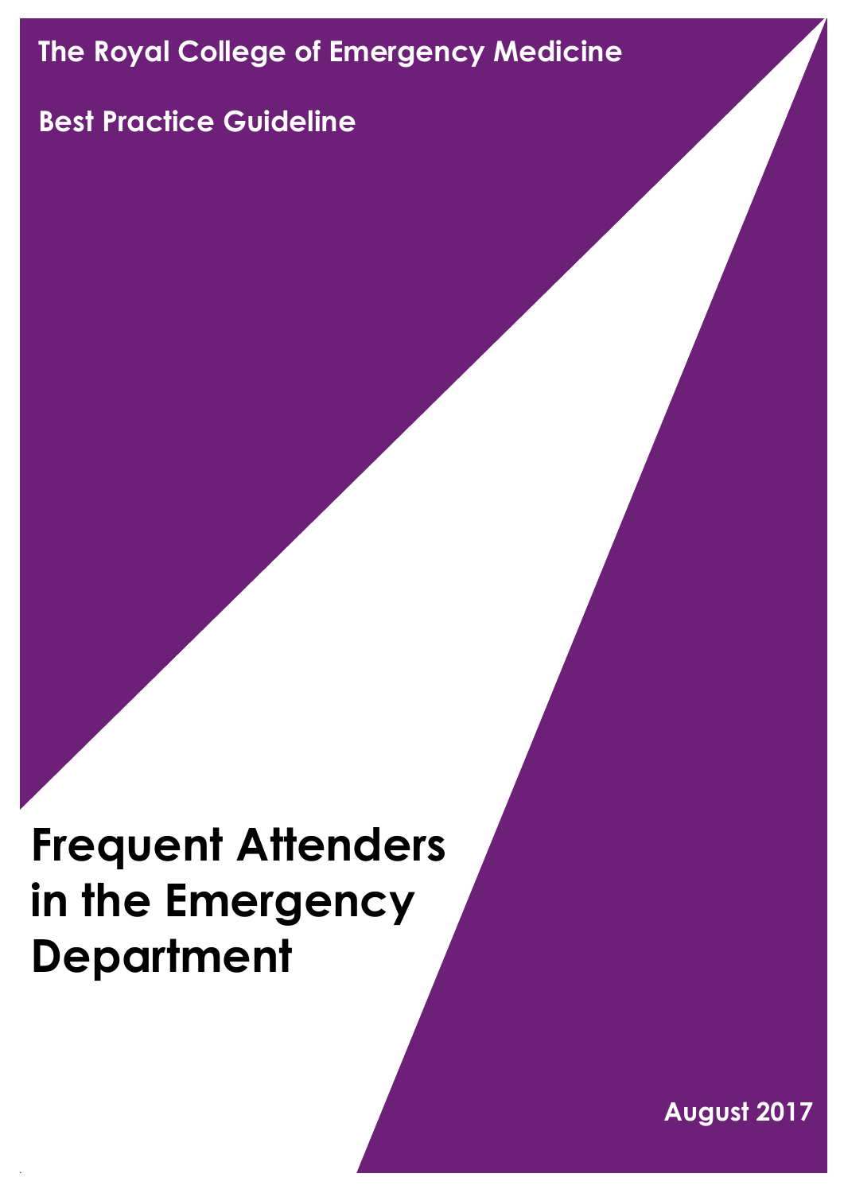The Royal College of Emergency Medicine

Best Practice Guideline

# Frequent Attenders in the Emergency Department

August 2017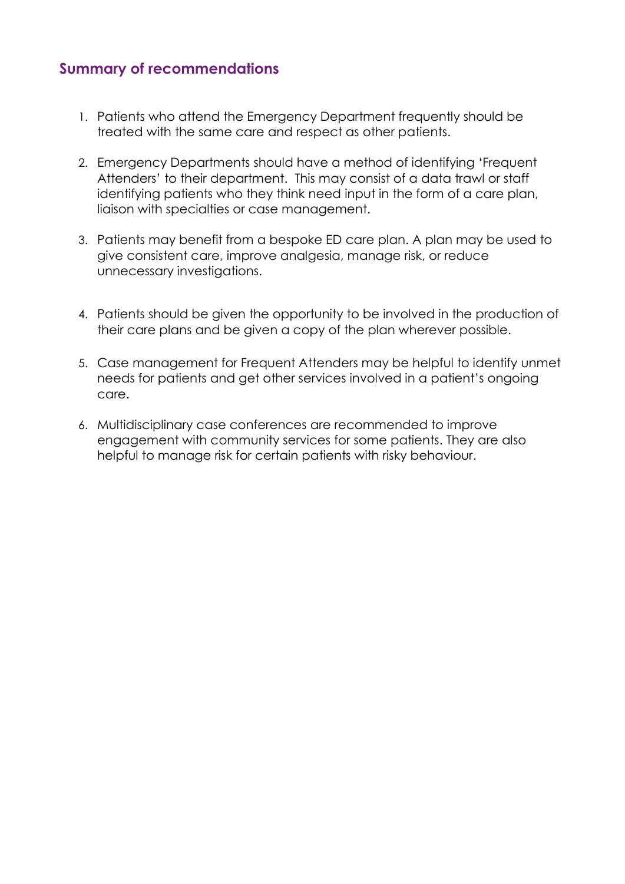## Summary of recommendations

1. Patients who attend the Emergency Department frequently should be treated with the same care and respect as other patients.

2. Emergency Departments should have a method of identifying 'Frequent Attenders' to their department. This may consist of a data trawl or staff identifying patients who they think need input in the form of a care plan, liaison with specialties or case management.

3. Patients may benefit from a bespoke ED care plan. A plan may be used to give consistent care, improve analgesia, manage risk, or reduce unnecessary investigations.

4. Patients should be given the opportunity to be involved in the production of their care plans and be given a copy of the plan wherever possible.

5. Case management for Frequent Attenders may be helpful to identify unmet needs for patients and get other services involved in a patient's ongoing care.

6. Multidisciplinary case conferences are recommended to improve engagement with community services for some patients. They are also helpful to manage risk for certain patients with risky behaviour.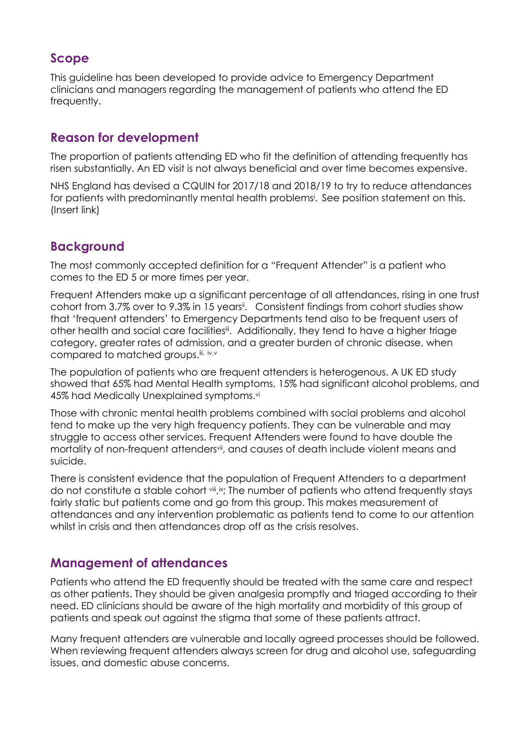## Scope

This guideline has been developed to provide advice to Emergency Department clinicians and managers regarding the management of patients who attend the ED frequently.

## Reason for development

The proportion of patients attending ED who fit the definition of attending frequently has risen substantially. An ED visit is not always beneficial and over time becomes expensive.

NHS England has devised a CQUIN for 2017/18 and 2018/19 to try to reduce attendances for patients with predominantly mental health problems[i]. See position statement on this. (Insert link)

## Background

The most commonly accepted definition for a "Frequent Attender" is a patient who comes to the ED 5 or more times per year.

Frequent Attenders make up a significant percentage of all attendances, rising in one trust cohort from 3.7% over to 9.3% in 15 years[ii]. Consistent findings from cohort studies show that 'frequent attenders' to Emergency Departments tend also to be frequent users of other health and social care facilities[iii]. Additionally, they tend to have a higher triage category, greater rates of admission, and a greater burden of chronic disease, when compared to matched groups.[iii, iv,v]

The population of patients who are frequent attenders is heterogenous. A UK ED study showed that 65% had Mental Health symptoms, 15% had significant alcohol problems, and 45% had Medically Unexplained symptoms.[vi]

Those with chronic mental health problems combined with social problems and alcohol tend to make up the very high frequency patients. They can be vulnerable and may struggle to access other services. Frequent Attenders were found to have double the mortality of non-frequent attenders[vii], and causes of death include violent means and suicide.

There is consistent evidence that the population of Frequent Attenders to a department do not constitute a stable cohort [viii,ix]; The number of patients who attend frequently stays fairly static but patients come and go from this group. This makes measurement of attendances and any intervention problematic as patients tend to come to our attention whilst in crisis and then attendances drop off as the crisis resolves.

## Management of attendances

Patients who attend the ED frequently should be treated with the same care and respect as other patients. They should be given analgesia promptly and triaged according to their need. ED clinicians should be aware of the high mortality and morbidity of this group of patients and speak out against the stigma that some of these patients attract.

Many frequent attenders are vulnerable and locally agreed processes should be followed. When reviewing frequent attenders always screen for drug and alcohol use, safeguarding issues, and domestic abuse concerns.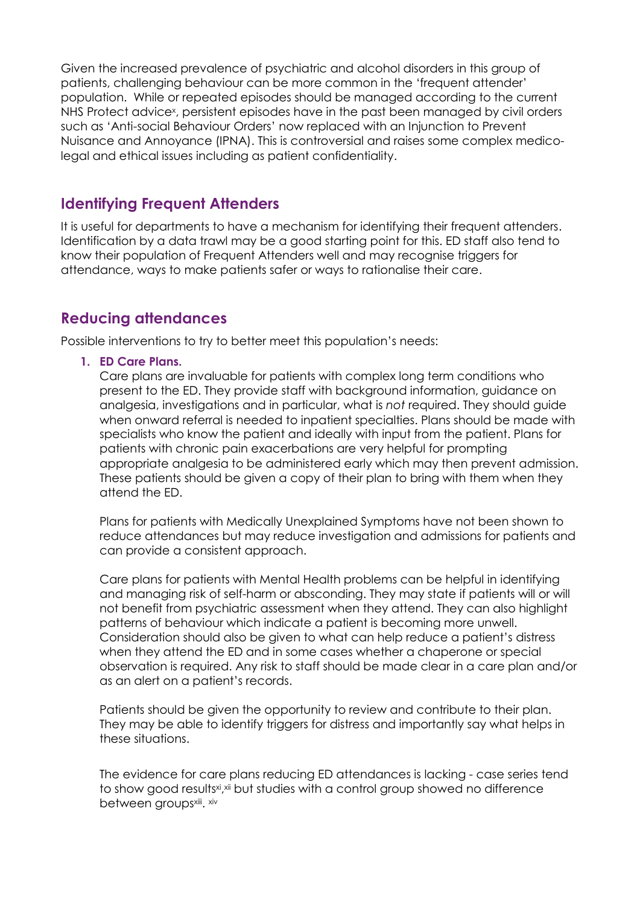Given the increased prevalence of psychiatric and alcohol disorders in this group of patients, challenging behaviour can be more common in the 'frequent attender' population. While or repeated episodes should be managed according to the current NHS Protect advice[x], persistent episodes have in the past been managed by civil orders such as 'Anti-social Behaviour Orders' now replaced with an Injunction to Prevent Nuisance and Annoyance (IPNA). This is controversial and raises some complex medico-legal and ethical issues including as patient confidentiality.

## Identifying Frequent Attenders

It is useful for departments to have a mechanism for identifying their frequent attenders. Identification by a data trawl may be a good starting point for this. ED staff also tend to know their population of Frequent Attenders well and may recognise triggers for attendance, ways to make patients safer or ways to rationalise their care.

## Reducing attendances

Possible interventions to try to better meet this population's needs:

1. **ED Care Plans.**

   Care plans are invaluable for patients with complex long term conditions who present to the ED. They provide staff with background information, guidance on analgesia, investigations and in particular, what is *not* required. They should guide when onward referral is needed to inpatient specialties. Plans should be made with specialists who know the patient and ideally with input from the patient. Plans for patients with chronic pain exacerbations are very helpful for prompting appropriate analgesia to be administered early which may then prevent admission. These patients should be given a copy of their plan to bring with them when they attend the ED.

   Plans for patients with Medically Unexplained Symptoms have not been shown to reduce attendances but may reduce investigation and admissions for patients and can provide a consistent approach.

   Care plans for patients with Mental Health problems can be helpful in identifying and managing risk of self-harm or absconding. They may state if patients will or will not benefit from psychiatric assessment when they attend. They can also highlight patterns of behaviour which indicate a patient is becoming more unwell. Consideration should also be given to what can help reduce a patient's distress when they attend the ED and in some cases whether a chaperone or special observation is required. Any risk to staff should be made clear in a care plan and/or as an alert on a patient's records.

   Patients should be given the opportunity to review and contribute to their plan. They may be able to identify triggers for distress and importantly say what helps in these situations.

   The evidence for care plans reducing ED attendances is lacking - case series tend to show good results[xi,xii] but studies with a control group showed no difference between groups[xiii]. [xiv]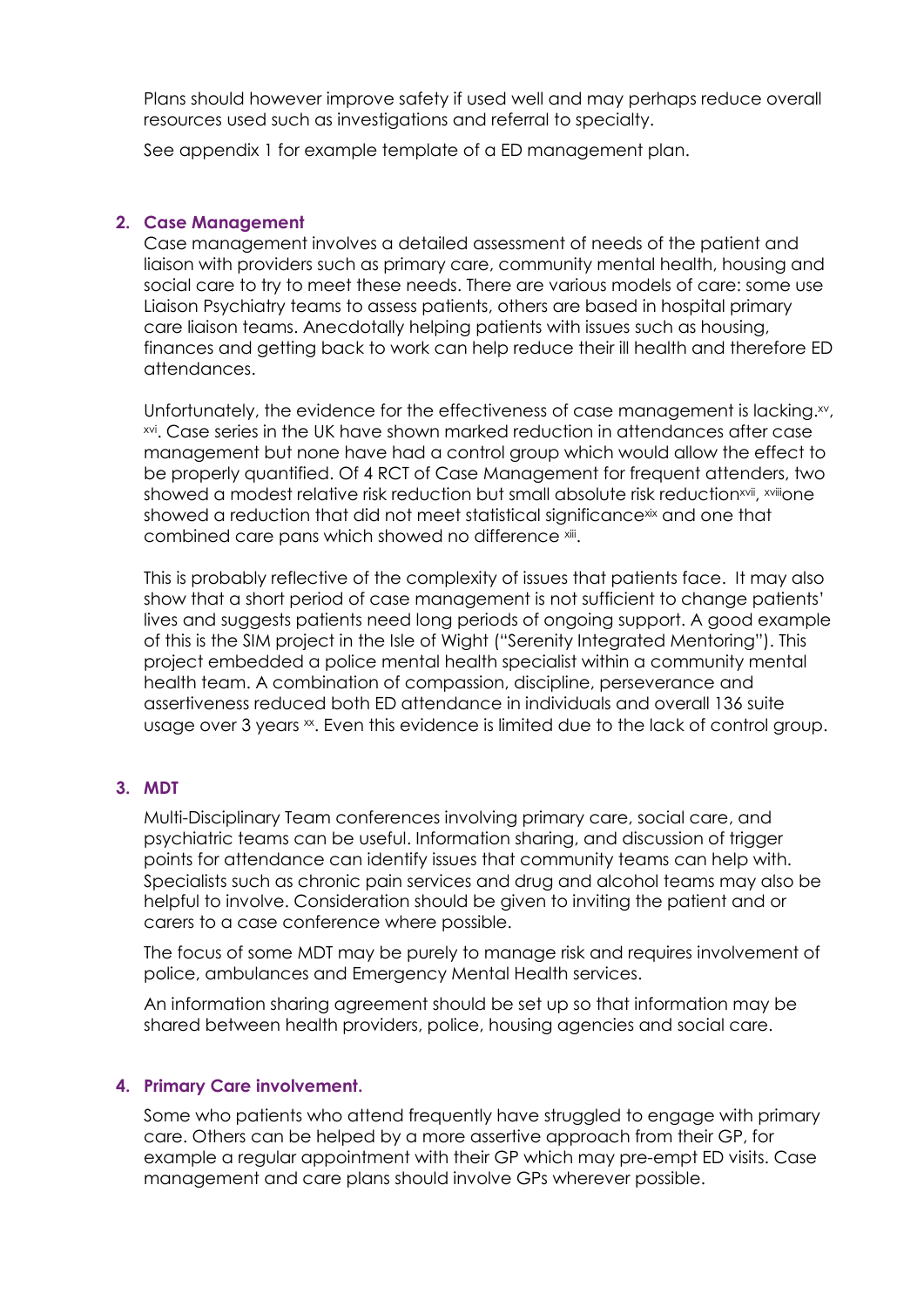Plans should however improve safety if used well and may perhaps reduce overall resources used such as investigations and referral to specialty.

See appendix 1 for example template of a ED management plan.

## 2. Case Management

Case management involves a detailed assessment of needs of the patient and liaison with providers such as primary care, community mental health, housing and social care to try to meet these needs. There are various models of care: some use Liaison Psychiatry teams to assess patients, others are based in hospital primary care liaison teams. Anecdotally helping patients with issues such as housing, finances and getting back to work can help reduce their ill health and therefore ED attendances.

Unfortunately, the evidence for the effectiveness of case management is lacking.[xv], [xvi]. Case series in the UK have shown marked reduction in attendances after case management but none have had a control group which would allow the effect to be properly quantified. Of 4 RCT of Case Management for frequent attenders, two showed a modest relative risk reduction but small absolute risk reduction[xvii], [xviii]one showed a reduction that did not meet statistical significance[xix] and one that combined care pans which showed no difference [xiii].

This is probably reflective of the complexity of issues that patients face. It may also show that a short period of case management is not sufficient to change patients' lives and suggests patients need long periods of ongoing support. A good example of this is the SIM project in the Isle of Wight ("Serenity Integrated Mentoring"). This project embedded a police mental health specialist within a community mental health team. A combination of compassion, discipline, perseverance and assertiveness reduced both ED attendance in individuals and overall 136 suite usage over 3 years [xx]. Even this evidence is limited due to the lack of control group.

## 3. MDT

Multi-Disciplinary Team conferences involving primary care, social care, and psychiatric teams can be useful. Information sharing, and discussion of trigger points for attendance can identify issues that community teams can help with. Specialists such as chronic pain services and drug and alcohol teams may also be helpful to involve. Consideration should be given to inviting the patient and or carers to a case conference where possible.

The focus of some MDT may be purely to manage risk and requires involvement of police, ambulances and Emergency Mental Health services.

An information sharing agreement should be set up so that information may be shared between health providers, police, housing agencies and social care.

## 4. Primary Care involvement.

Some who patients who attend frequently have struggled to engage with primary care. Others can be helped by a more assertive approach from their GP, for example a regular appointment with their GP which may pre-empt ED visits. Case management and care plans should involve GPs wherever possible.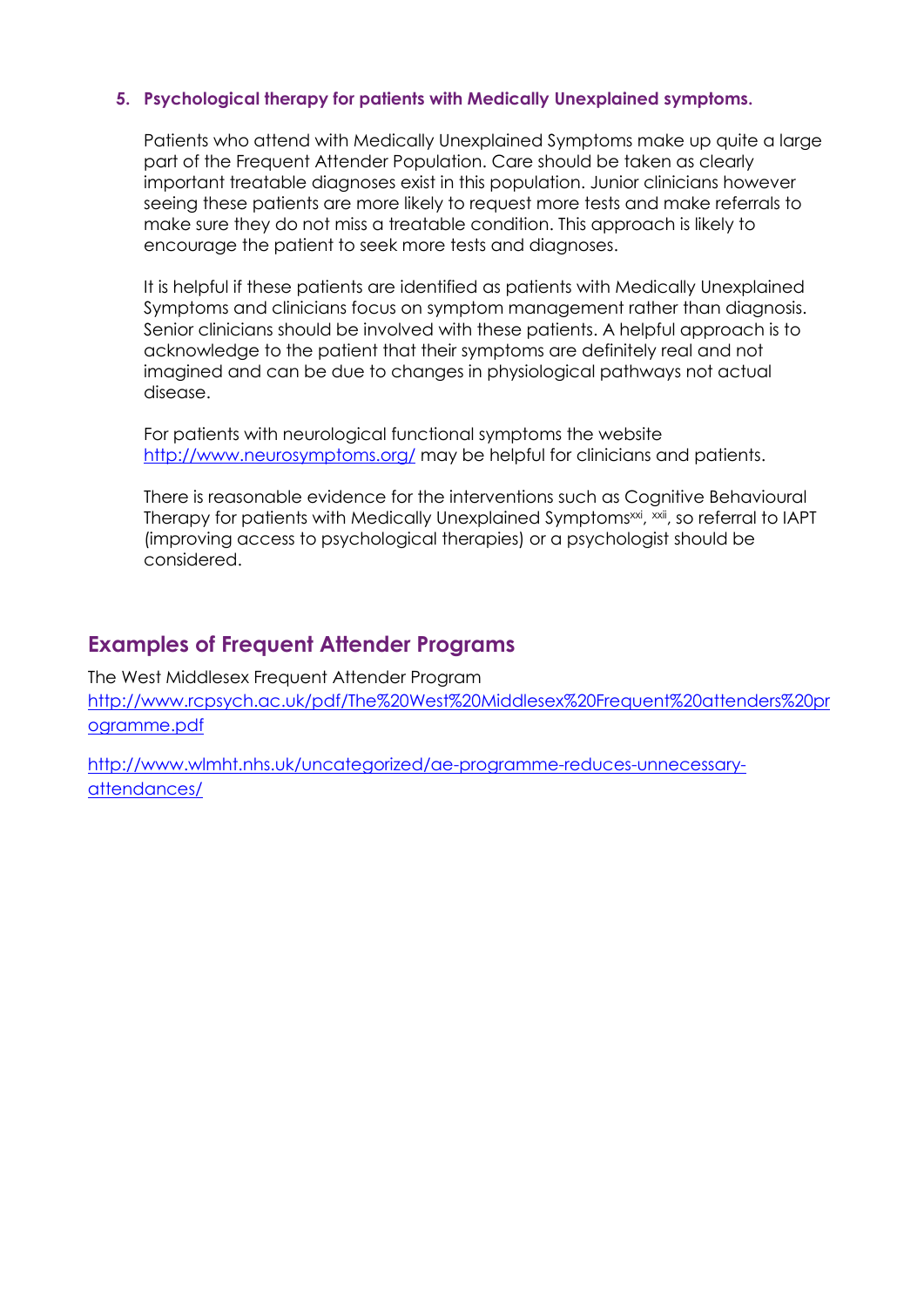5. **Psychological therapy for patients with Medically Unexplained symptoms.**

   Patients who attend with Medically Unexplained Symptoms make up quite a large part of the Frequent Attender Population. Care should be taken as clearly important treatable diagnoses exist in this population. Junior clinicians however seeing these patients are more likely to request more tests and make referrals to make sure they do not miss a treatable condition. This approach is likely to encourage the patient to seek more tests and diagnoses.

   It is helpful if these patients are identified as patients with Medically Unexplained Symptoms and clinicians focus on symptom management rather than diagnosis. Senior clinicians should be involved with these patients. A helpful approach is to acknowledge to the patient that their symptoms are definitely real and not imagined and can be due to changes in physiological pathways not actual disease.

   For patients with neurological functional symptoms the website [http://www.neurosymptoms.org/](http://www.neurosymptoms.org/) may be helpful for clinicians and patients.

   There is reasonable evidence for the interventions such as Cognitive Behavioural Therapy for patients with Medically Unexplained Symptoms[xxi], [xxii], so referral to IAPT (improving access to psychological therapies) or a psychologist should be considered.

## Examples of Frequent Attender Programs

The West Middlesex Frequent Attender Program
[http://www.rcpsych.ac.uk/pdf/The%20West%20Middlesex%20Frequent%20attenders%20programme.pdf](http://www.rcpsych.ac.uk/pdf/The%20West%20Middlesex%20Frequent%20attenders%20programme.pdf)

[http://www.wlmht.nhs.uk/uncategorized/ae-programme-reduces-unnecessary-attendances/](http://www.wlmht.nhs.uk/uncategorized/ae-programme-reduces-unnecessary-attendances/)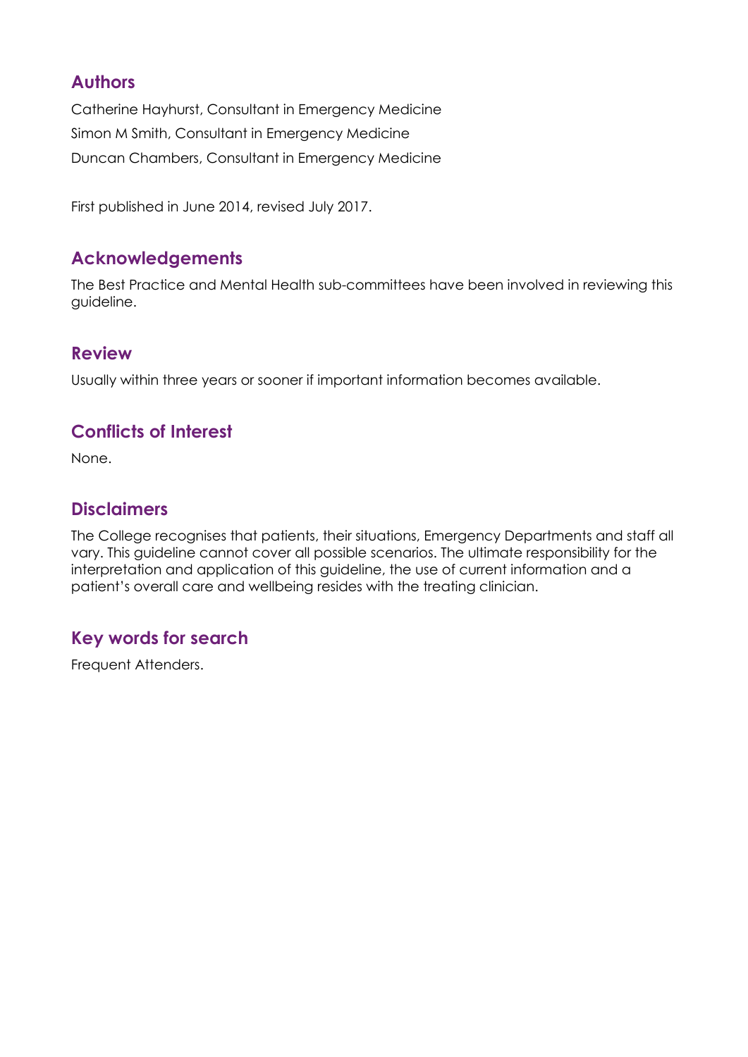## Authors

Catherine Hayhurst, Consultant in Emergency Medicine

Simon M Smith, Consultant in Emergency Medicine

Duncan Chambers, Consultant in Emergency Medicine

First published in June 2014, revised July 2017.

## Acknowledgements

The Best Practice and Mental Health sub-committees have been involved in reviewing this guideline.

## Review

Usually within three years or sooner if important information becomes available.

## Conflicts of Interest

None.

## Disclaimers

The College recognises that patients, their situations, Emergency Departments and staff all vary. This guideline cannot cover all possible scenarios. The ultimate responsibility for the interpretation and application of this guideline, the use of current information and a patient's overall care and wellbeing resides with the treating clinician.

## Key words for search

Frequent Attenders.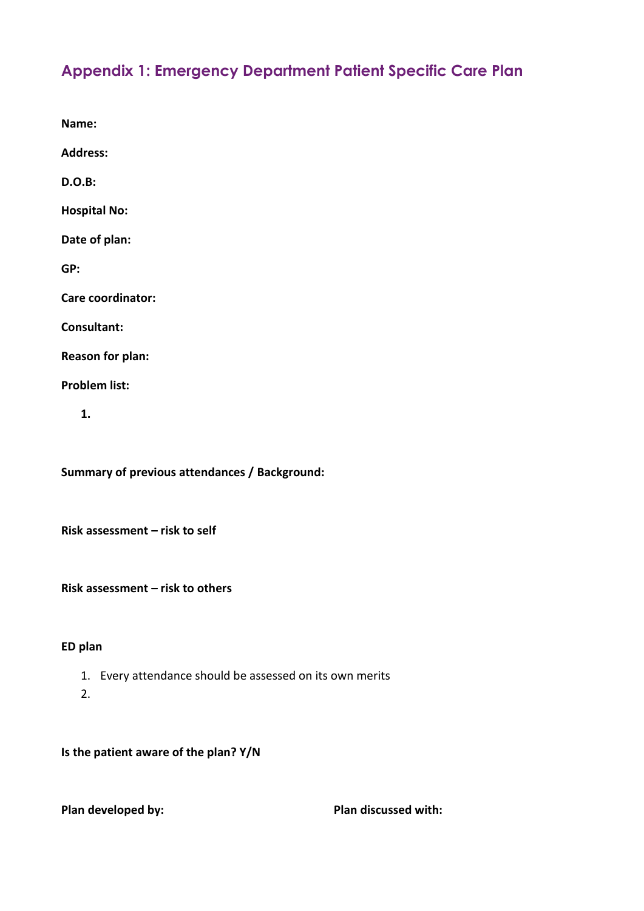## Appendix 1: Emergency Department Patient Specific Care Plan

**Name:**

**Address:**

**D.O.B:**

**Hospital No:**

**Date of plan:**

**GP:**

**Care coordinator:**

**Consultant:**

**Reason for plan:**

**Problem list:**

1.

**Summary of previous attendances / Background:**

**Risk assessment – risk to self**

**Risk assessment – risk to others**

**ED plan**

1. Every attendance should be assessed on its own merits
2.

**Is the patient aware of the plan? Y/N**

**Plan developed by:**

**Plan discussed with:**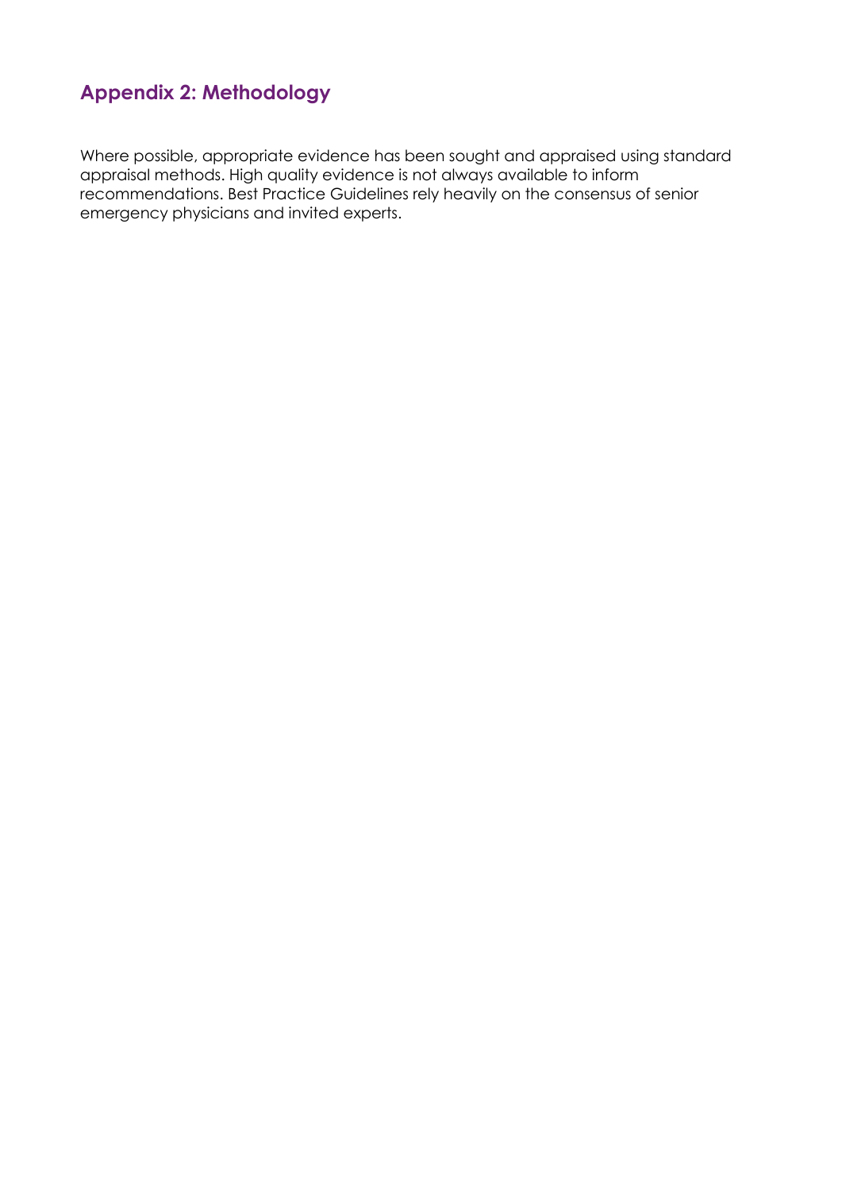## Appendix 2: Methodology

Where possible, appropriate evidence has been sought and appraised using standard appraisal methods. High quality evidence is not always available to inform recommendations. Best Practice Guidelines rely heavily on the consensus of senior emergency physicians and invited experts.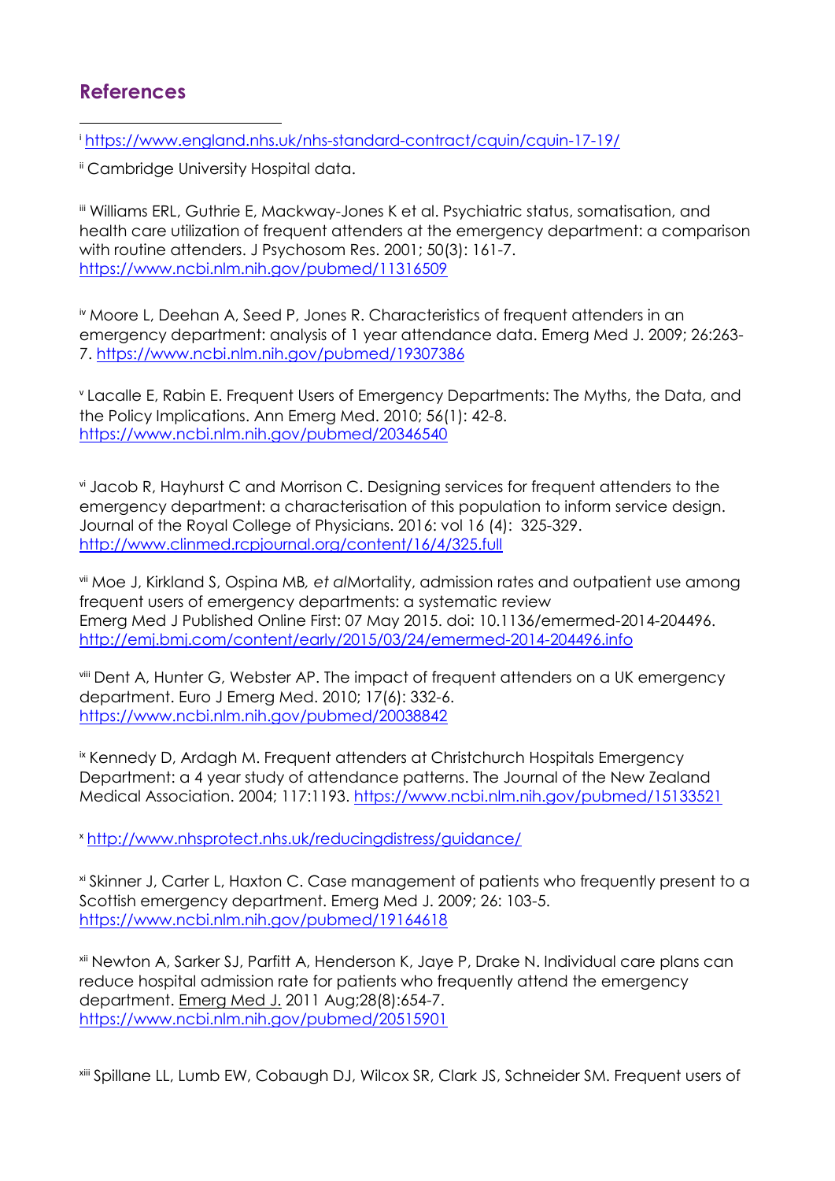## References

[i] https://www.england.nhs.uk/nhs-standard-contract/cquin/cquin-17-19/

[ii] Cambridge University Hospital data.

[iii] Williams ERL, Guthrie E, Mackway-Jones K et al. Psychiatric status, somatisation, and health care utilization of frequent attenders at the emergency department: a comparison with routine attenders. J Psychosom Res. 2001; 50(3): 161-7. https://www.ncbi.nlm.nih.gov/pubmed/11316509

[iv] Moore L, Deehan A, Seed P, Jones R. Characteristics of frequent attenders in an emergency department: analysis of 1 year attendance data. Emerg Med J. 2009; 26:263-7. https://www.ncbi.nlm.nih.gov/pubmed/19307386

[v] Lacalle E, Rabin E. Frequent Users of Emergency Departments: The Myths, the Data, and the Policy Implications. Ann Emerg Med. 2010; 56(1): 42-8. https://www.ncbi.nlm.nih.gov/pubmed/20346540

[vi] Jacob R, Hayhurst C and Morrison C. Designing services for frequent attenders to the emergency department: a characterisation of this population to inform service design. Journal of the Royal College of Physicians. 2016: vol 16 (4): 325-329. http://www.clinmed.rcpjournal.org/content/16/4/325.full

[vii] Moe J, Kirkland S, Ospina MB, *et al*Mortality, admission rates and outpatient use among frequent users of emergency departments: a systematic review Emerg Med J Published Online First: 07 May 2015. doi: 10.1136/emermed-2014-204496. http://emj.bmj.com/content/early/2015/03/24/emermed-2014-204496.info

[viii] Dent A, Hunter G, Webster AP. The impact of frequent attenders on a UK emergency department. Euro J Emerg Med. 2010; 17(6): 332-6. https://www.ncbi.nlm.nih.gov/pubmed/20038842

[ix] Kennedy D, Ardagh M. Frequent attenders at Christchurch Hospitals Emergency Department: a 4 year study of attendance patterns. The Journal of the New Zealand Medical Association. 2004; 117:1193. https://www.ncbi.nlm.nih.gov/pubmed/15133521

[x] http://www.nhsprotect.nhs.uk/reducingdistress/guidance/

[xi] Skinner J, Carter L, Haxton C. Case management of patients who frequently present to a Scottish emergency department. Emerg Med J. 2009; 26: 103-5. https://www.ncbi.nlm.nih.gov/pubmed/19164618

[xii] Newton A, Sarker SJ, Parfitt A, Henderson K, Jaye P, Drake N. Individual care plans can reduce hospital admission rate for patients who frequently attend the emergency department. Emerg Med J. 2011 Aug;28(8):654-7. https://www.ncbi.nlm.nih.gov/pubmed/20515901

[xiii] Spillane LL, Lumb EW, Cobaugh DJ, Wilcox SR, Clark JS, Schneider SM. Frequent users of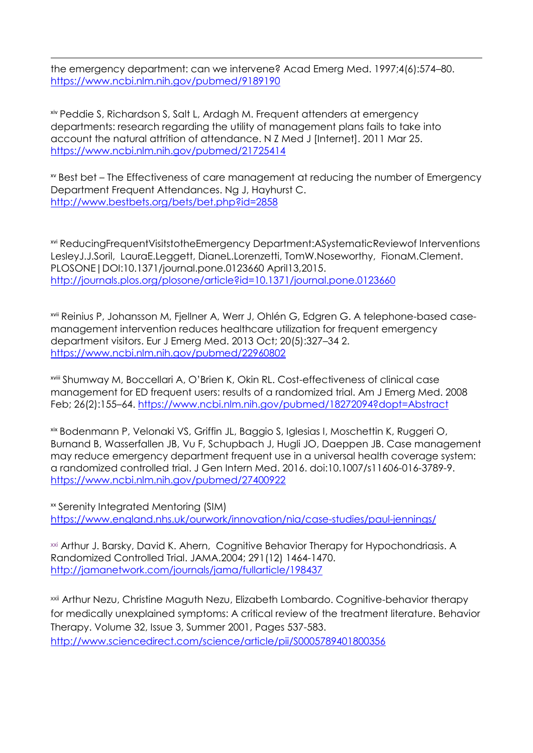the emergency department: can we intervene? Acad Emerg Med. 1997;4(6):574–80. https://www.ncbi.nlm.nih.gov/pubmed/9189190

[xiv] Peddie S, Richardson S, Salt L, Ardagh M. Frequent attenders at emergency departments: research regarding the utility of management plans fails to take into account the natural attrition of attendance. N Z Med J [Internet]. 2011 Mar 25. https://www.ncbi.nlm.nih.gov/pubmed/21725414

[xv] Best bet – The Effectiveness of care management at reducing the number of Emergency Department Frequent Attendances. Ng J, Hayhurst C. http://www.bestbets.org/bets/bet.php?id=2858

[xvi] ReducingFrequentVisitstotheEmergency Department:ASystematicReviewof Interventions LesleyJ.J.Soril, LauraE.Leggett, DianeL.Lorenzetti, TomW.Noseworthy, FionaM.Clement. PLOSONE|DOI:10.1371/journal.pone.0123660 April13,2015. http://journals.plos.org/plosone/article?id=10.1371/journal.pone.0123660

[xvii] Reinius P, Johansson M, Fjellner A, Werr J, Ohlén G, Edgren G. A telephone-based case-management intervention reduces healthcare utilization for frequent emergency department visitors. Eur J Emerg Med. 2013 Oct; 20(5):327–34 2. https://www.ncbi.nlm.nih.gov/pubmed/22960802

[xviii] Shumway M, Boccellari A, O'Brien K, Okin RL. Cost-effectiveness of clinical case management for ED frequent users: results of a randomized trial. Am J Emerg Med. 2008 Feb; 26(2):155–64. https://www.ncbi.nlm.nih.gov/pubmed/18272094?dopt=Abstract

[xix] Bodenmann P, Velonaki VS, Griffin JL, Baggio S, Iglesias I, Moschettin K, Ruggeri O, Burnand B, Wasserfallen JB, Vu F, Schupbach J, Hugli JO, Daeppen JB. Case management may reduce emergency department frequent use in a universal health coverage system: a randomized controlled trial. J Gen Intern Med. 2016. doi:10.1007/s11606-016-3789-9. https://www.ncbi.nlm.nih.gov/pubmed/27400922

[xx] Serenity Integrated Mentoring (SIM) https://www.england.nhs.uk/ourwork/innovation/nia/case-studies/paul-jennings/

[xxi] Arthur J. Barsky, David K. Ahern, Cognitive Behavior Therapy for Hypochondriasis. A Randomized Controlled Trial. JAMA.2004; 291(12) 1464-1470. http://jamanetwork.com/journals/jama/fullarticle/198437

[xxii] Arthur Nezu, Christine Maguth Nezu, Elizabeth Lombardo. Cognitive-behavior therapy for medically unexplained symptoms: A critical review of the treatment literature. Behavior Therapy. Volume 32, Issue 3, Summer 2001, Pages 537-583. http://www.sciencedirect.com/science/article/pii/S0005789401800356